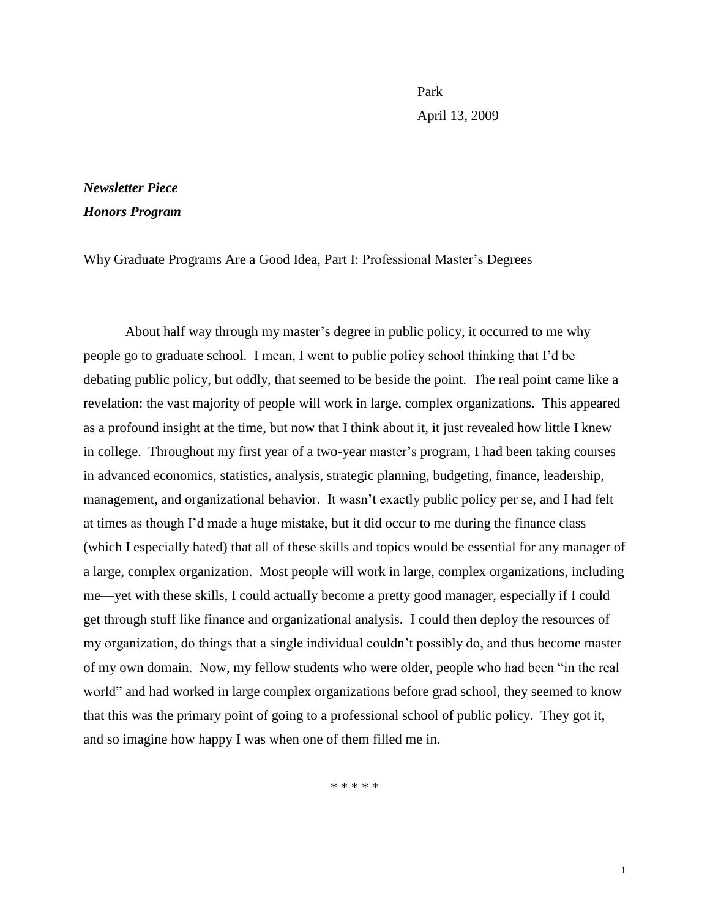Park

April 13, 2009

***Newsletter Piece***

***Honors Program***

Why Graduate Programs Are a Good Idea, Part I: Professional Master's Degrees

About half way through my master's degree in public policy, it occurred to me why people go to graduate school. I mean, I went to public policy school thinking that I'd be debating public policy, but oddly, that seemed to be beside the point. The real point came like a revelation: the vast majority of people will work in large, complex organizations. This appeared as a profound insight at the time, but now that I think about it, it just revealed how little I knew in college. Throughout my first year of a two-year master's program, I had been taking courses in advanced economics, statistics, analysis, strategic planning, budgeting, finance, leadership, management, and organizational behavior. It wasn't exactly public policy per se, and I had felt at times as though I'd made a huge mistake, but it did occur to me during the finance class (which I especially hated) that all of these skills and topics would be essential for any manager of a large, complex organization. Most people will work in large, complex organizations, including me—yet with these skills, I could actually become a pretty good manager, especially if I could get through stuff like finance and organizational analysis. I could then deploy the resources of my organization, do things that a single individual couldn't possibly do, and thus become master of my own domain. Now, my fellow students who were older, people who had been "in the real world" and had worked in large complex organizations before grad school, they seemed to know that this was the primary point of going to a professional school of public policy. They got it, and so imagine how happy I was when one of them filled me in.

\* \* \* \* \*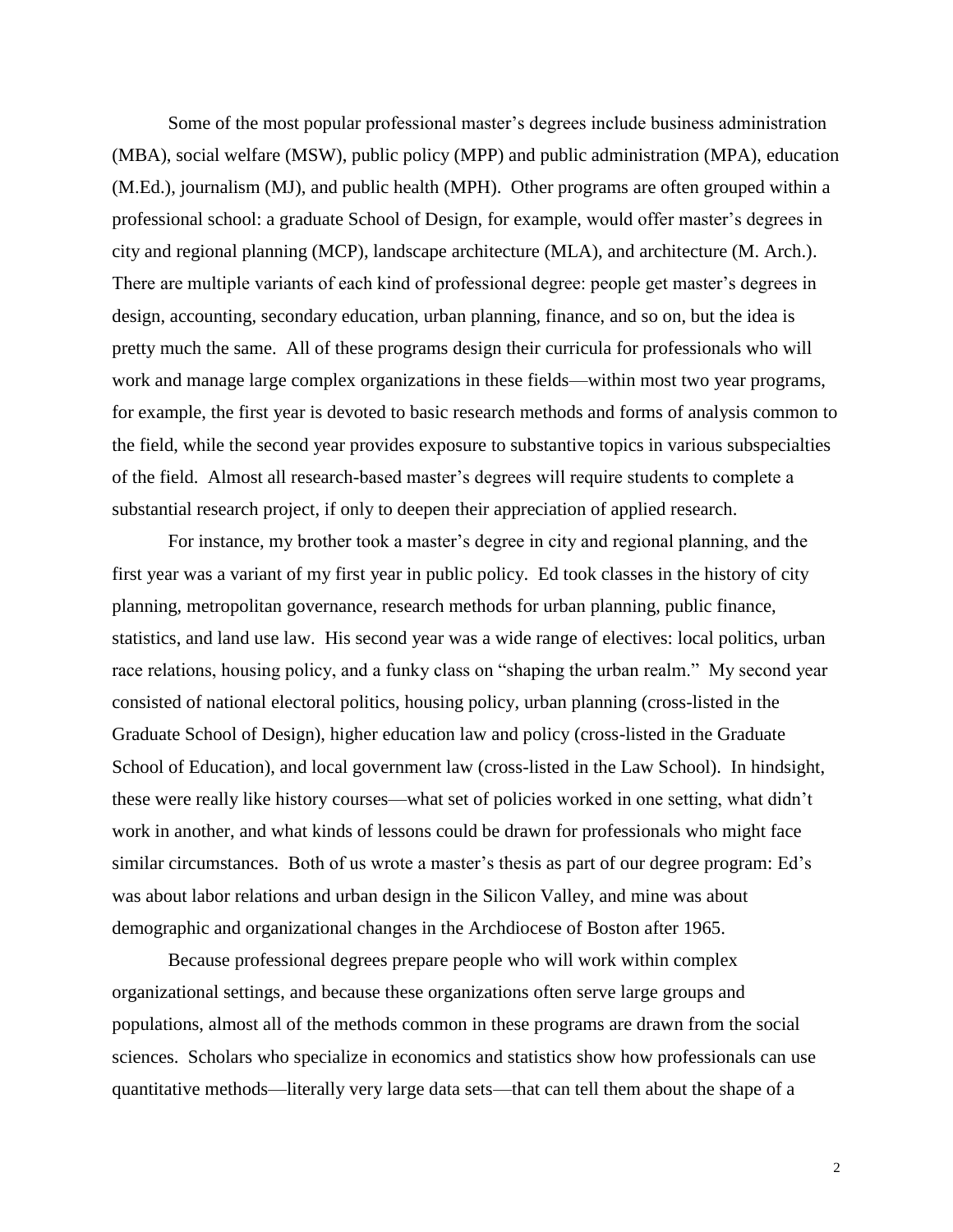Some of the most popular professional master's degrees include business administration (MBA), social welfare (MSW), public policy (MPP) and public administration (MPA), education (M.Ed.), journalism (MJ), and public health (MPH). Other programs are often grouped within a professional school: a graduate School of Design, for example, would offer master's degrees in city and regional planning (MCP), landscape architecture (MLA), and architecture (M. Arch.). There are multiple variants of each kind of professional degree: people get master's degrees in design, accounting, secondary education, urban planning, finance, and so on, but the idea is pretty much the same. All of these programs design their curricula for professionals who will work and manage large complex organizations in these fields—within most two year programs, for example, the first year is devoted to basic research methods and forms of analysis common to the field, while the second year provides exposure to substantive topics in various subspecialties of the field. Almost all research-based master's degrees will require students to complete a substantial research project, if only to deepen their appreciation of applied research.

For instance, my brother took a master's degree in city and regional planning, and the first year was a variant of my first year in public policy. Ed took classes in the history of city planning, metropolitan governance, research methods for urban planning, public finance, statistics, and land use law. His second year was a wide range of electives: local politics, urban race relations, housing policy, and a funky class on "shaping the urban realm." My second year consisted of national electoral politics, housing policy, urban planning (cross-listed in the Graduate School of Design), higher education law and policy (cross-listed in the Graduate School of Education), and local government law (cross-listed in the Law School). In hindsight, these were really like history courses—what set of policies worked in one setting, what didn't work in another, and what kinds of lessons could be drawn for professionals who might face similar circumstances. Both of us wrote a master's thesis as part of our degree program: Ed's was about labor relations and urban design in the Silicon Valley, and mine was about demographic and organizational changes in the Archdiocese of Boston after 1965.

Because professional degrees prepare people who will work within complex organizational settings, and because these organizations often serve large groups and populations, almost all of the methods common in these programs are drawn from the social sciences. Scholars who specialize in economics and statistics show how professionals can use quantitative methods—literally very large data sets—that can tell them about the shape of a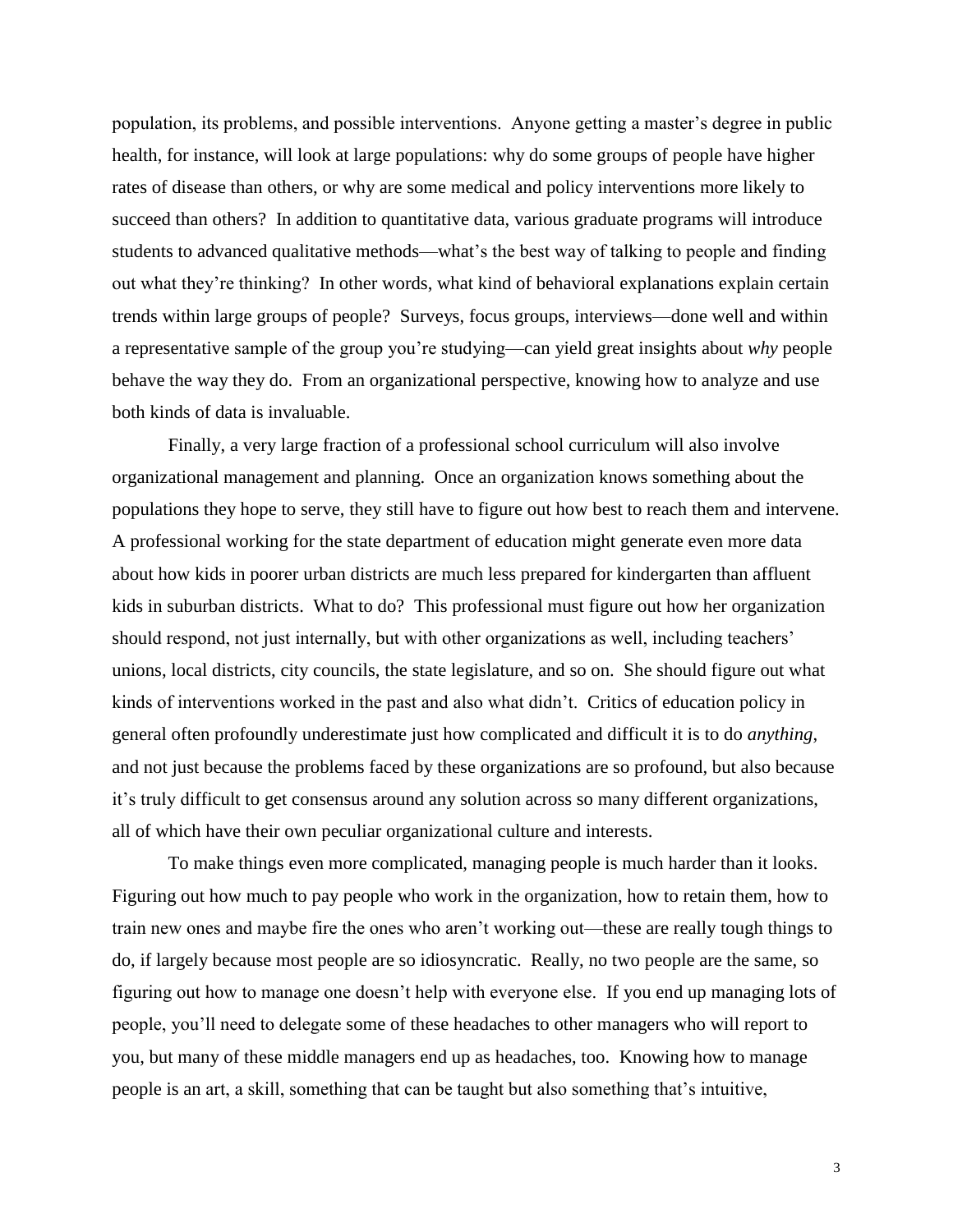population, its problems, and possible interventions. Anyone getting a master's degree in public health, for instance, will look at large populations: why do some groups of people have higher rates of disease than others, or why are some medical and policy interventions more likely to succeed than others? In addition to quantitative data, various graduate programs will introduce students to advanced qualitative methods—what's the best way of talking to people and finding out what they're thinking? In other words, what kind of behavioral explanations explain certain trends within large groups of people? Surveys, focus groups, interviews—done well and within a representative sample of the group you're studying—can yield great insights about *why* people behave the way they do. From an organizational perspective, knowing how to analyze and use both kinds of data is invaluable.

Finally, a very large fraction of a professional school curriculum will also involve organizational management and planning. Once an organization knows something about the populations they hope to serve, they still have to figure out how best to reach them and intervene. A professional working for the state department of education might generate even more data about how kids in poorer urban districts are much less prepared for kindergarten than affluent kids in suburban districts. What to do? This professional must figure out how her organization should respond, not just internally, but with other organizations as well, including teachers' unions, local districts, city councils, the state legislature, and so on. She should figure out what kinds of interventions worked in the past and also what didn't. Critics of education policy in general often profoundly underestimate just how complicated and difficult it is to do *anything*, and not just because the problems faced by these organizations are so profound, but also because it's truly difficult to get consensus around any solution across so many different organizations, all of which have their own peculiar organizational culture and interests.

To make things even more complicated, managing people is much harder than it looks. Figuring out how much to pay people who work in the organization, how to retain them, how to train new ones and maybe fire the ones who aren't working out—these are really tough things to do, if largely because most people are so idiosyncratic. Really, no two people are the same, so figuring out how to manage one doesn't help with everyone else. If you end up managing lots of people, you'll need to delegate some of these headaches to other managers who will report to you, but many of these middle managers end up as headaches, too. Knowing how to manage people is an art, a skill, something that can be taught but also something that's intuitive,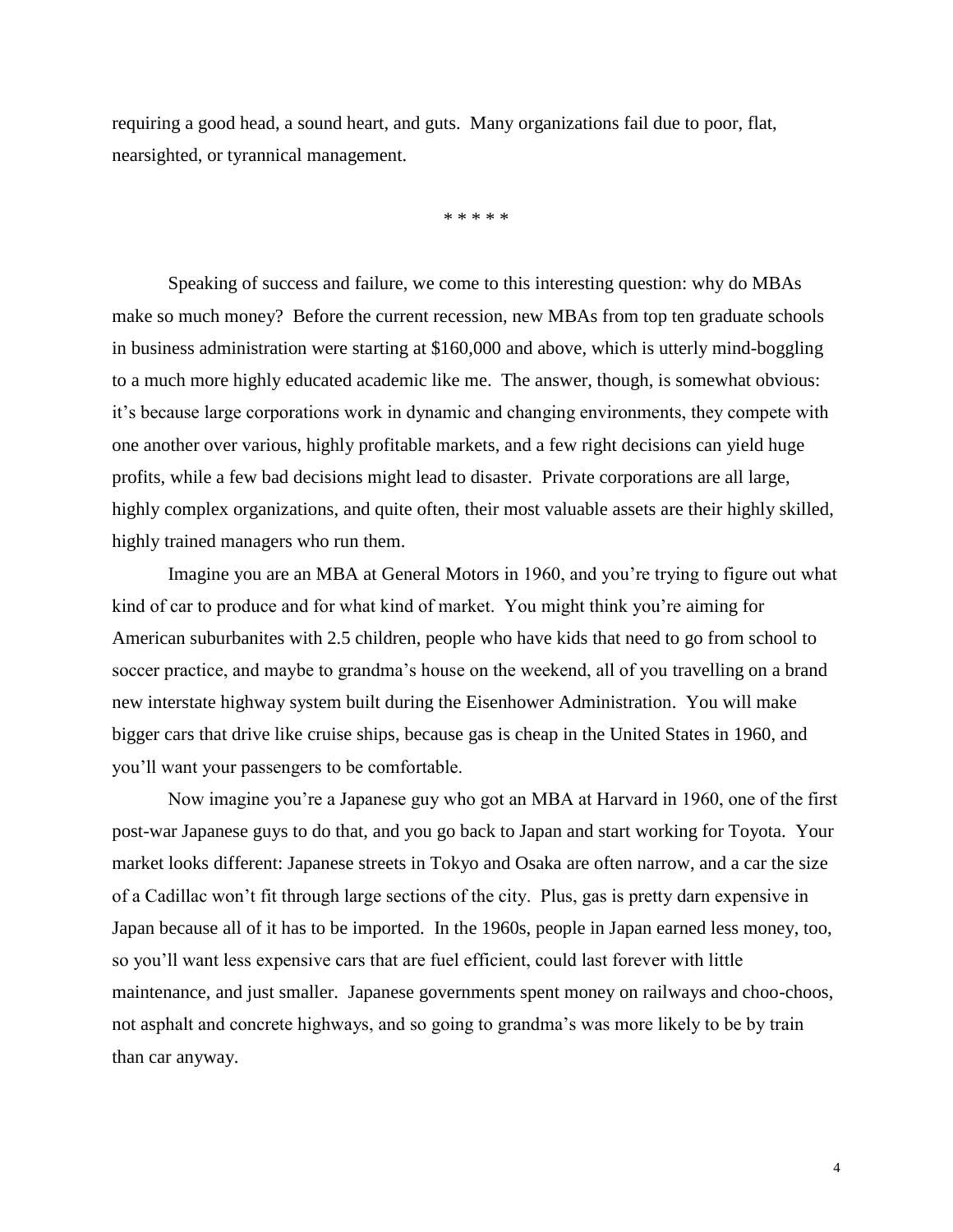requiring a good head, a sound heart, and guts. Many organizations fail due to poor, flat, nearsighted, or tyrannical management.

* * * * *

Speaking of success and failure, we come to this interesting question: why do MBAs make so much money? Before the current recession, new MBAs from top ten graduate schools in business administration were starting at $160,000 and above, which is utterly mind-boggling to a much more highly educated academic like me. The answer, though, is somewhat obvious: it's because large corporations work in dynamic and changing environments, they compete with one another over various, highly profitable markets, and a few right decisions can yield huge profits, while a few bad decisions might lead to disaster. Private corporations are all large, highly complex organizations, and quite often, their most valuable assets are their highly skilled, highly trained managers who run them.

Imagine you are an MBA at General Motors in 1960, and you're trying to figure out what kind of car to produce and for what kind of market. You might think you're aiming for American suburbanites with 2.5 children, people who have kids that need to go from school to soccer practice, and maybe to grandma's house on the weekend, all of you travelling on a brand new interstate highway system built during the Eisenhower Administration. You will make bigger cars that drive like cruise ships, because gas is cheap in the United States in 1960, and you'll want your passengers to be comfortable.

Now imagine you're a Japanese guy who got an MBA at Harvard in 1960, one of the first post-war Japanese guys to do that, and you go back to Japan and start working for Toyota. Your market looks different: Japanese streets in Tokyo and Osaka are often narrow, and a car the size of a Cadillac won't fit through large sections of the city. Plus, gas is pretty darn expensive in Japan because all of it has to be imported. In the 1960s, people in Japan earned less money, too, so you'll want less expensive cars that are fuel efficient, could last forever with little maintenance, and just smaller. Japanese governments spent money on railways and choo-choos, not asphalt and concrete highways, and so going to grandma's was more likely to be by train than car anyway.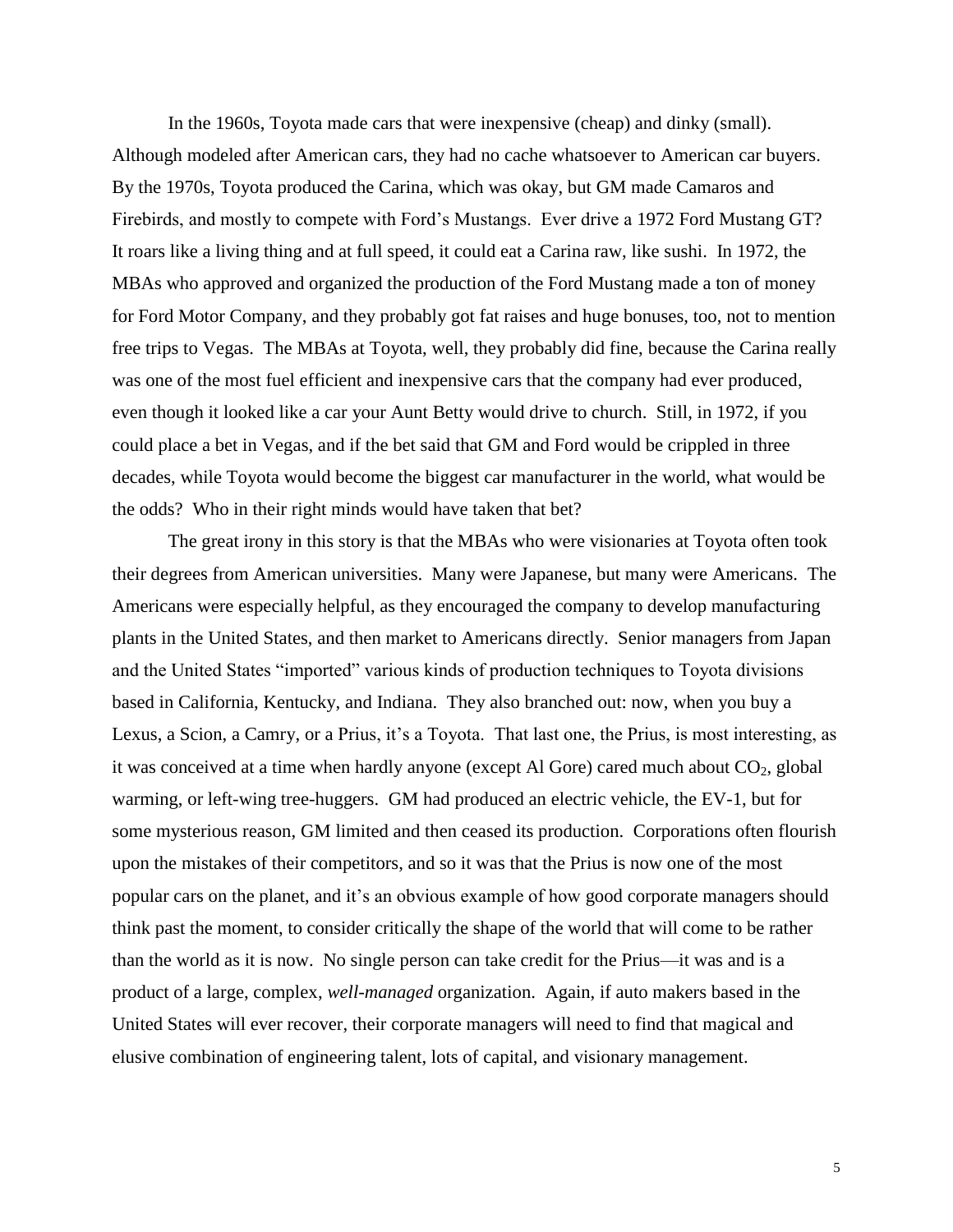In the 1960s, Toyota made cars that were inexpensive (cheap) and dinky (small). Although modeled after American cars, they had no cache whatsoever to American car buyers. By the 1970s, Toyota produced the Carina, which was okay, but GM made Camaros and Firebirds, and mostly to compete with Ford's Mustangs. Ever drive a 1972 Ford Mustang GT? It roars like a living thing and at full speed, it could eat a Carina raw, like sushi. In 1972, the MBAs who approved and organized the production of the Ford Mustang made a ton of money for Ford Motor Company, and they probably got fat raises and huge bonuses, too, not to mention free trips to Vegas. The MBAs at Toyota, well, they probably did fine, because the Carina really was one of the most fuel efficient and inexpensive cars that the company had ever produced, even though it looked like a car your Aunt Betty would drive to church. Still, in 1972, if you could place a bet in Vegas, and if the bet said that GM and Ford would be crippled in three decades, while Toyota would become the biggest car manufacturer in the world, what would be the odds? Who in their right minds would have taken that bet?

The great irony in this story is that the MBAs who were visionaries at Toyota often took their degrees from American universities. Many were Japanese, but many were Americans. The Americans were especially helpful, as they encouraged the company to develop manufacturing plants in the United States, and then market to Americans directly. Senior managers from Japan and the United States "imported" various kinds of production techniques to Toyota divisions based in California, Kentucky, and Indiana. They also branched out: now, when you buy a Lexus, a Scion, a Camry, or a Prius, it's a Toyota. That last one, the Prius, is most interesting, as it was conceived at a time when hardly anyone (except Al Gore) cared much about $CO_2$, global warming, or left-wing tree-huggers. GM had produced an electric vehicle, the EV-1, but for some mysterious reason, GM limited and then ceased its production. Corporations often flourish upon the mistakes of their competitors, and so it was that the Prius is now one of the most popular cars on the planet, and it's an obvious example of how good corporate managers should think past the moment, to consider critically the shape of the world that will come to be rather than the world as it is now. No single person can take credit for the Prius—it was and is a product of a large, complex, *well-managed* organization. Again, if auto makers based in the United States will ever recover, their corporate managers will need to find that magical and elusive combination of engineering talent, lots of capital, and visionary management.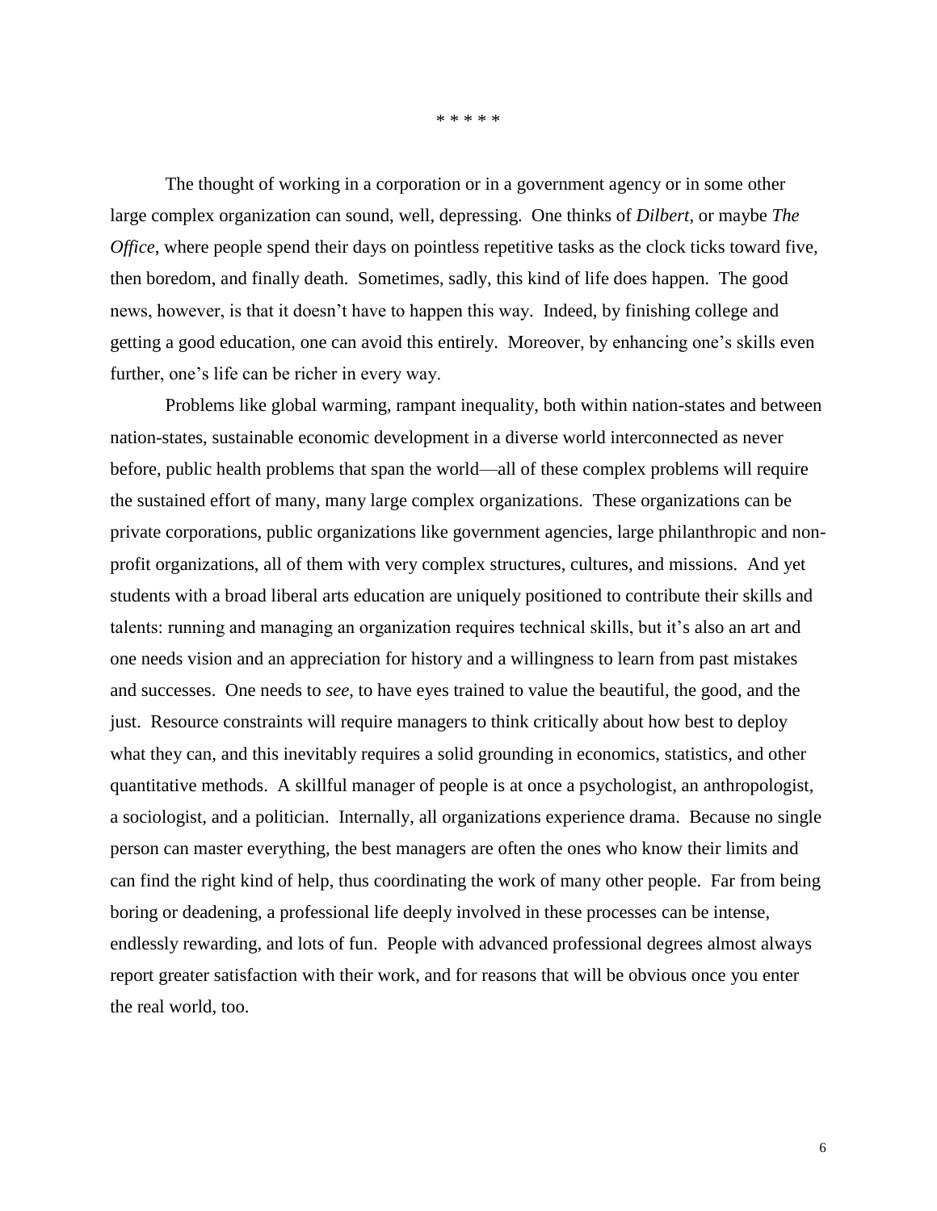\* \* \* \* \*

The thought of working in a corporation or in a government agency or in some other large complex organization can sound, well, depressing. One thinks of *Dilbert*, or maybe *The Office*, where people spend their days on pointless repetitive tasks as the clock ticks toward five, then boredom, and finally death. Sometimes, sadly, this kind of life does happen. The good news, however, is that it doesn't have to happen this way. Indeed, by finishing college and getting a good education, one can avoid this entirely. Moreover, by enhancing one's skills even further, one's life can be richer in every way.

Problems like global warming, rampant inequality, both within nation-states and between nation-states, sustainable economic development in a diverse world interconnected as never before, public health problems that span the world—all of these complex problems will require the sustained effort of many, many large complex organizations. These organizations can be private corporations, public organizations like government agencies, large philanthropic and non-profit organizations, all of them with very complex structures, cultures, and missions. And yet students with a broad liberal arts education are uniquely positioned to contribute their skills and talents: running and managing an organization requires technical skills, but it's also an art and one needs vision and an appreciation for history and a willingness to learn from past mistakes and successes. One needs to *see*, to have eyes trained to value the beautiful, the good, and the just. Resource constraints will require managers to think critically about how best to deploy what they can, and this inevitably requires a solid grounding in economics, statistics, and other quantitative methods. A skillful manager of people is at once a psychologist, an anthropologist, a sociologist, and a politician. Internally, all organizations experience drama. Because no single person can master everything, the best managers are often the ones who know their limits and can find the right kind of help, thus coordinating the work of many other people. Far from being boring or deadening, a professional life deeply involved in these processes can be intense, endlessly rewarding, and lots of fun. People with advanced professional degrees almost always report greater satisfaction with their work, and for reasons that will be obvious once you enter the real world, too.